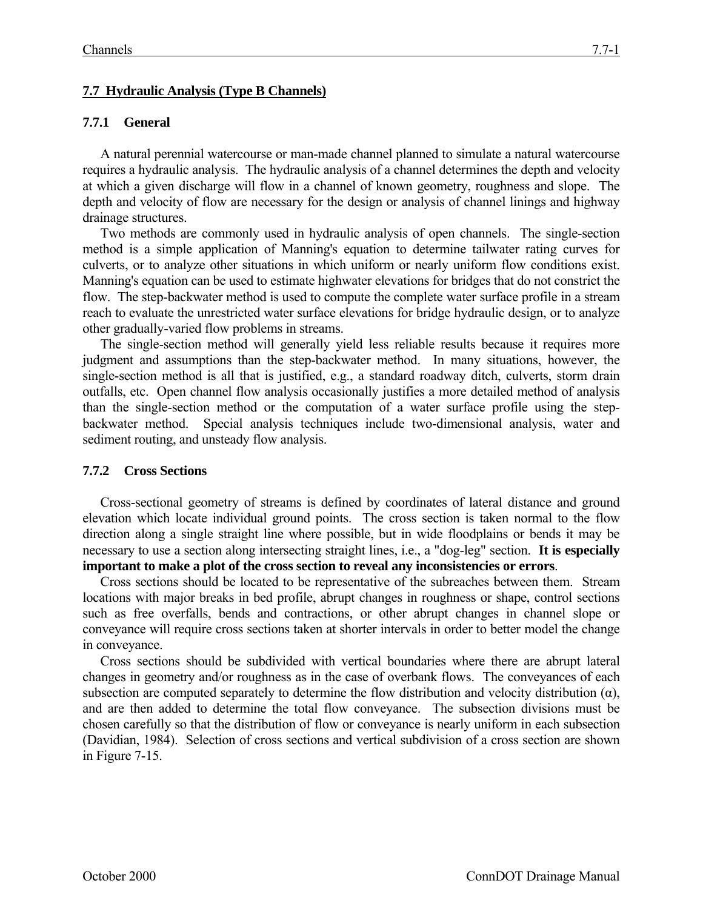## 7.7 Hydraulic Analysis (Type B Channels)

### 7.7.1 General

A natural perennial watercourse or man-made channel planned to simulate a natural watercourse requires a hydraulic analysis. The hydraulic analysis of a channel determines the depth and velocity at which a given discharge will flow in a channel of known geometry, roughness and slope. The depth and velocity of flow are necessary for the design or analysis of channel linings and highway drainage structures.

Two methods are commonly used in hydraulic analysis of open channels. The single-section method is a simple application of Manning's equation to determine tailwater rating curves for culverts, or to analyze other situations in which uniform or nearly uniform flow conditions exist. Manning's equation can be used to estimate highwater elevations for bridges that do not constrict the flow. The step-backwater method is used to compute the complete water surface profile in a stream reach to evaluate the unrestricted water surface elevations for bridge hydraulic design, or to analyze other gradually-varied flow problems in streams.

The single-section method will generally yield less reliable results because it requires more judgment and assumptions than the step-backwater method. In many situations, however, the single-section method is all that is justified, e.g., a standard roadway ditch, culverts, storm drain outfalls, etc. Open channel flow analysis occasionally justifies a more detailed method of analysis than the single-section method or the computation of a water surface profile using the step-backwater method. Special analysis techniques include two-dimensional analysis, water and sediment routing, and unsteady flow analysis.

### 7.7.2 Cross Sections

Cross-sectional geometry of streams is defined by coordinates of lateral distance and ground elevation which locate individual ground points. The cross section is taken normal to the flow direction along a single straight line where possible, but in wide floodplains or bends it may be necessary to use a section along intersecting straight lines, i.e., a "dog-leg" section. **It is especially important to make a plot of the cross section to reveal any inconsistencies or errors**.

Cross sections should be located to be representative of the subreaches between them. Stream locations with major breaks in bed profile, abrupt changes in roughness or shape, control sections such as free overfalls, bends and contractions, or other abrupt changes in channel slope or conveyance will require cross sections taken at shorter intervals in order to better model the change in conveyance.

Cross sections should be subdivided with vertical boundaries where there are abrupt lateral changes in geometry and/or roughness as in the case of overbank flows. The conveyances of each subsection are computed separately to determine the flow distribution and velocity distribution ($\alpha$), and are then added to determine the total flow conveyance. The subsection divisions must be chosen carefully so that the distribution of flow or conveyance is nearly uniform in each subsection (Davidian, 1984). Selection of cross sections and vertical subdivision of a cross section are shown in Figure 7-15.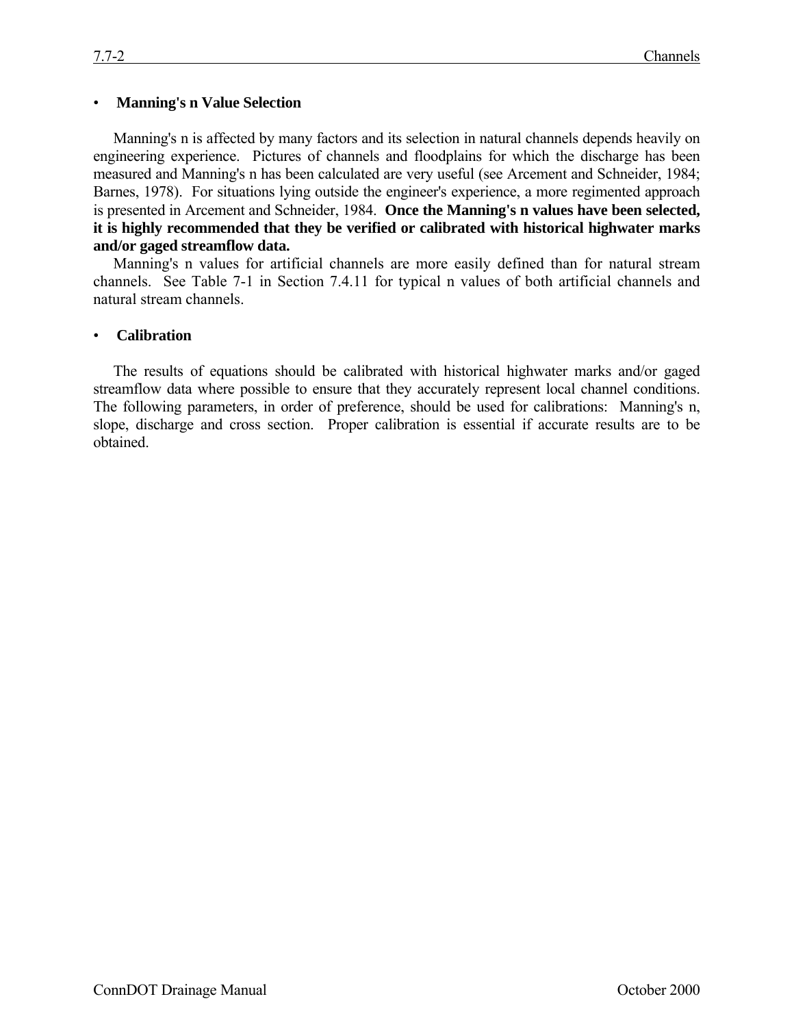- **Manning's n Value Selection**

Manning's n is affected by many factors and its selection in natural channels depends heavily on engineering experience. Pictures of channels and floodplains for which the discharge has been measured and Manning's n has been calculated are very useful (see Arcement and Schneider, 1984; Barnes, 1978). For situations lying outside the engineer's experience, a more regimented approach is presented in Arcement and Schneider, 1984. **Once the Manning's n values have been selected, it is highly recommended that they be verified or calibrated with historical highwater marks and/or gaged streamflow data.**

Manning's n values for artificial channels are more easily defined than for natural stream channels. See Table 7-1 in Section 7.4.11 for typical n values of both artificial channels and natural stream channels.

- **Calibration**

The results of equations should be calibrated with historical highwater marks and/or gaged streamflow data where possible to ensure that they accurately represent local channel conditions. The following parameters, in order of preference, should be used for calibrations: Manning's n, slope, discharge and cross section. Proper calibration is essential if accurate results are to be obtained.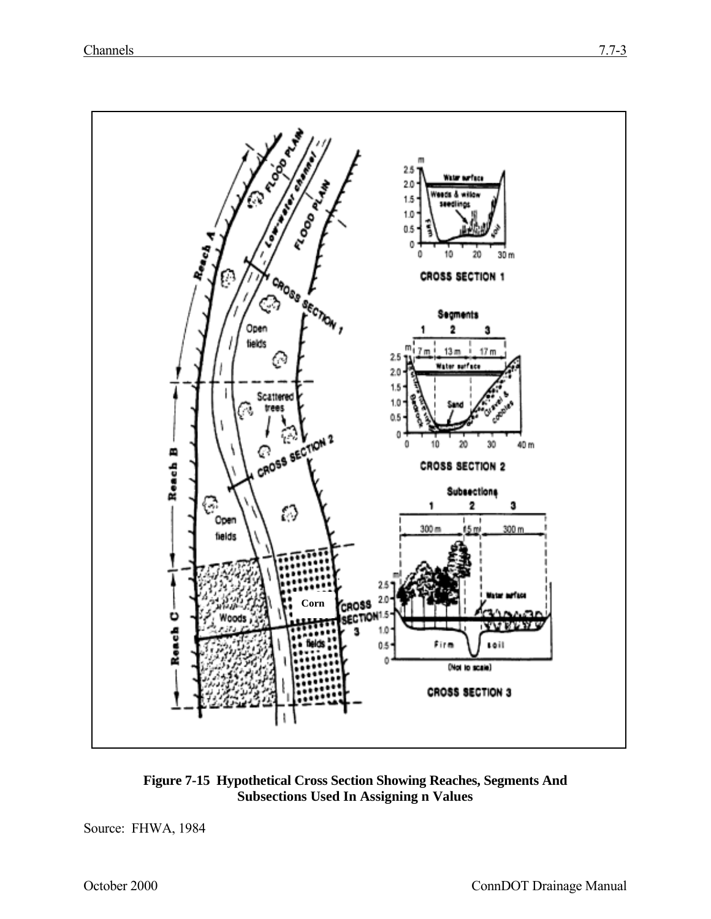**Figure 7-15 Hypothetical Cross Section Showing Reaches, Segments And Subsections Used In Assigning n Values**

Source: FHWA, 1984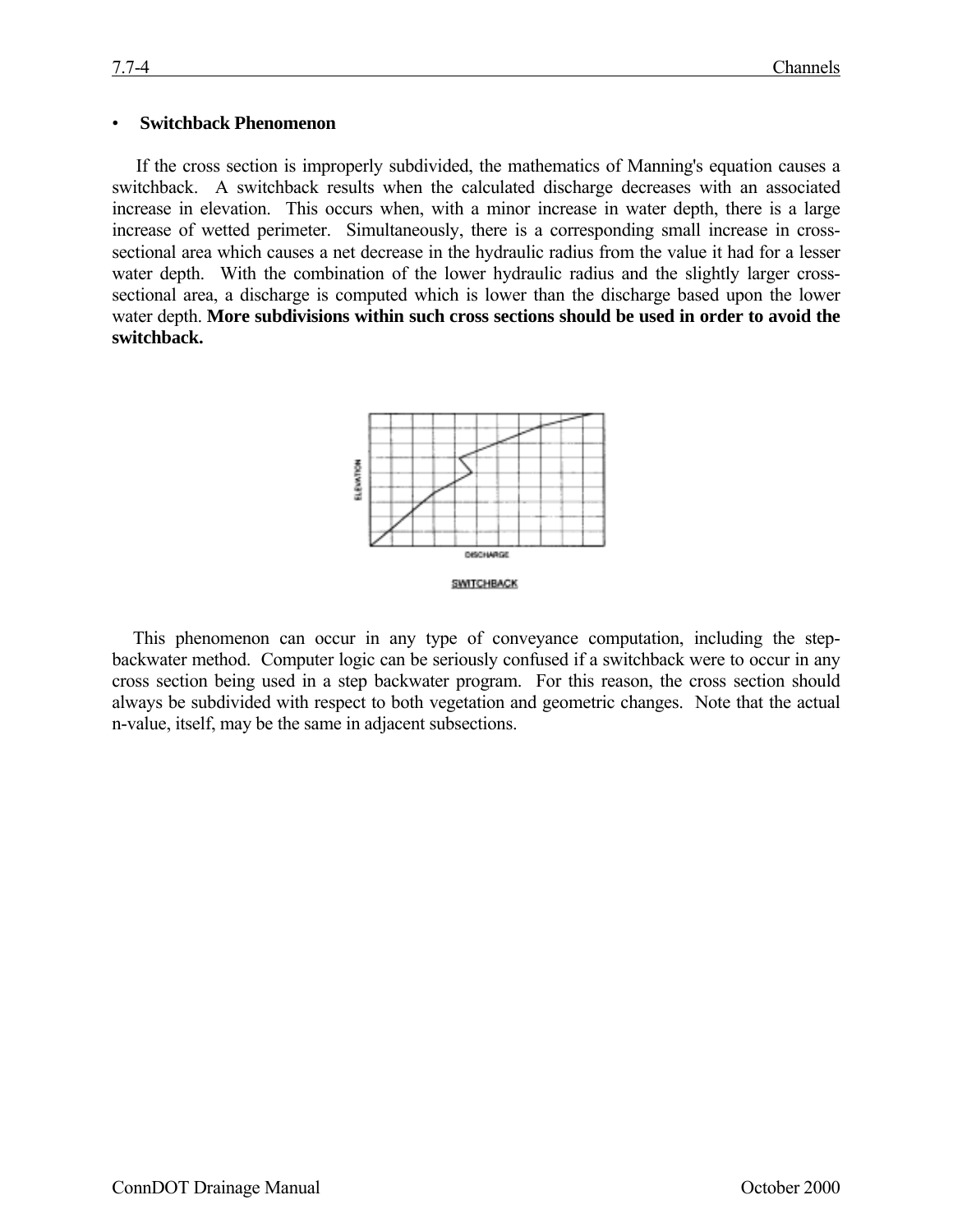- **Switchback Phenomenon**

If the cross section is improperly subdivided, the mathematics of Manning's equation causes a switchback. A switchback results when the calculated discharge decreases with an associated increase in elevation. This occurs when, with a minor increase in water depth, there is a large increase of wetted perimeter. Simultaneously, there is a corresponding small increase in cross-sectional area which causes a net decrease in the hydraulic radius from the value it had for a lesser water depth. With the combination of the lower hydraulic radius and the slightly larger cross-sectional area, a discharge is computed which is lower than the discharge based upon the lower water depth. **More subdivisions within such cross sections should be used in order to avoid the switchback.**

SWITCHBACK

This phenomenon can occur in any type of conveyance computation, including the step-backwater method. Computer logic can be seriously confused if a switchback were to occur in any cross section being used in a step backwater program. For this reason, the cross section should always be subdivided with respect to both vegetation and geometric changes. Note that the actual n-value, itself, may be the same in adjacent subsections.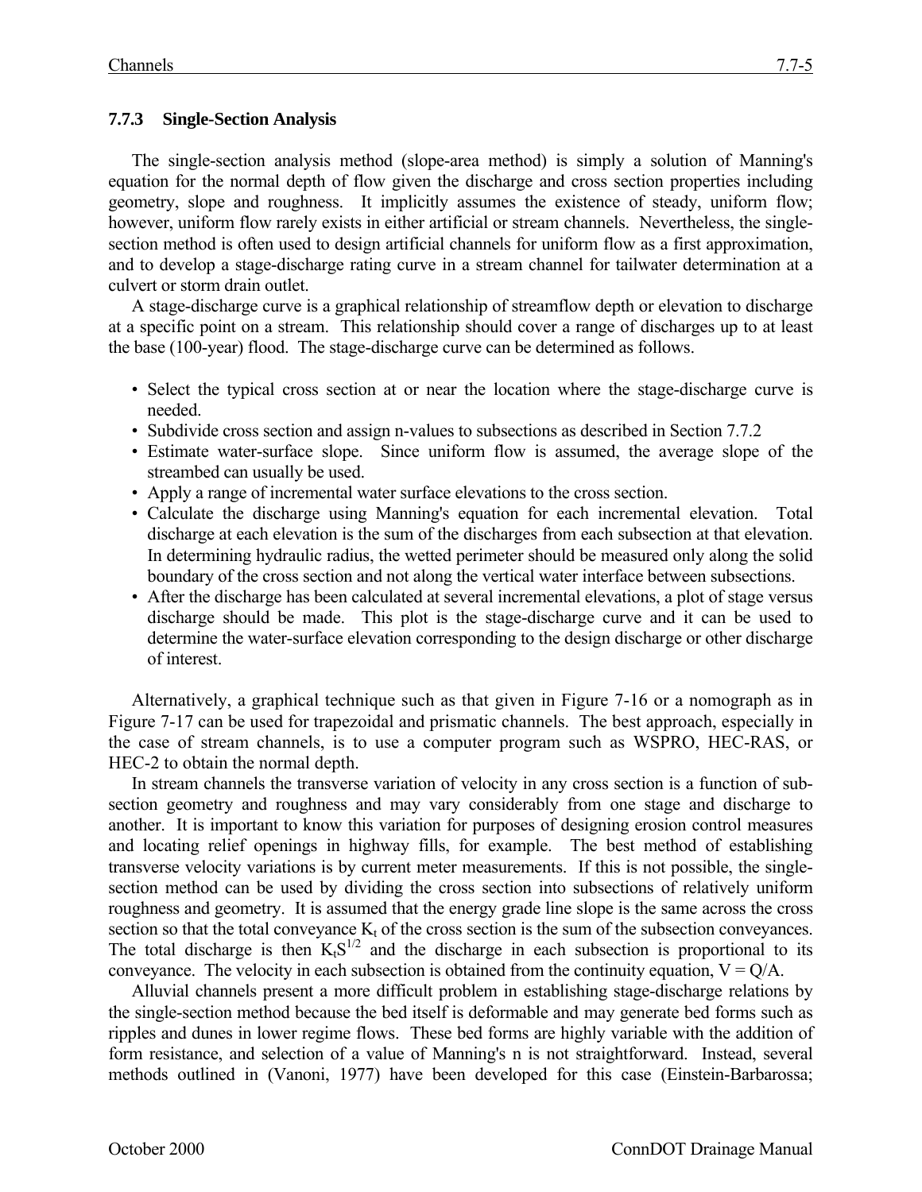### 7.7.3 Single-Section Analysis

The single-section analysis method (slope-area method) is simply a solution of Manning's equation for the normal depth of flow given the discharge and cross section properties including geometry, slope and roughness. It implicitly assumes the existence of steady, uniform flow; however, uniform flow rarely exists in either artificial or stream channels. Nevertheless, the single-section method is often used to design artificial channels for uniform flow as a first approximation, and to develop a stage-discharge rating curve in a stream channel for tailwater determination at a culvert or storm drain outlet.

A stage-discharge curve is a graphical relationship of streamflow depth or elevation to discharge at a specific point on a stream. This relationship should cover a range of discharges up to at least the base (100-year) flood. The stage-discharge curve can be determined as follows.

- Select the typical cross section at or near the location where the stage-discharge curve is needed.
- Subdivide cross section and assign n-values to subsections as described in Section 7.7.2
- Estimate water-surface slope. Since uniform flow is assumed, the average slope of the streambed can usually be used.
- Apply a range of incremental water surface elevations to the cross section.
- Calculate the discharge using Manning's equation for each incremental elevation. Total discharge at each elevation is the sum of the discharges from each subsection at that elevation. In determining hydraulic radius, the wetted perimeter should be measured only along the solid boundary of the cross section and not along the vertical water interface between subsections.
- After the discharge has been calculated at several incremental elevations, a plot of stage versus discharge should be made. This plot is the stage-discharge curve and it can be used to determine the water-surface elevation corresponding to the design discharge or other discharge of interest.

Alternatively, a graphical technique such as that given in Figure 7-16 or a nomograph as in Figure 7-17 can be used for trapezoidal and prismatic channels. The best approach, especially in the case of stream channels, is to use a computer program such as WSPRO, HEC-RAS, or HEC-2 to obtain the normal depth.

In stream channels the transverse variation of velocity in any cross section is a function of subsection geometry and roughness and may vary considerably from one stage and discharge to another. It is important to know this variation for purposes of designing erosion control measures and locating relief openings in highway fills, for example. The best method of establishing transverse velocity variations is by current meter measurements. If this is not possible, the single-section method can be used by dividing the cross section into subsections of relatively uniform roughness and geometry. It is assumed that the energy grade line slope is the same across the cross section so that the total conveyance $K_t$ of the cross section is the sum of the subsection conveyances. The total discharge is then $K_tS^{1/2}$ and the discharge in each subsection is proportional to its conveyance. The velocity in each subsection is obtained from the continuity equation, $V = Q/A$.

Alluvial channels present a more difficult problem in establishing stage-discharge relations by the single-section method because the bed itself is deformable and may generate bed forms such as ripples and dunes in lower regime flows. These bed forms are highly variable with the addition of form resistance, and selection of a value of Manning's n is not straightforward. Instead, several methods outlined in (Vanoni, 1977) have been developed for this case (Einstein-Barbarossa;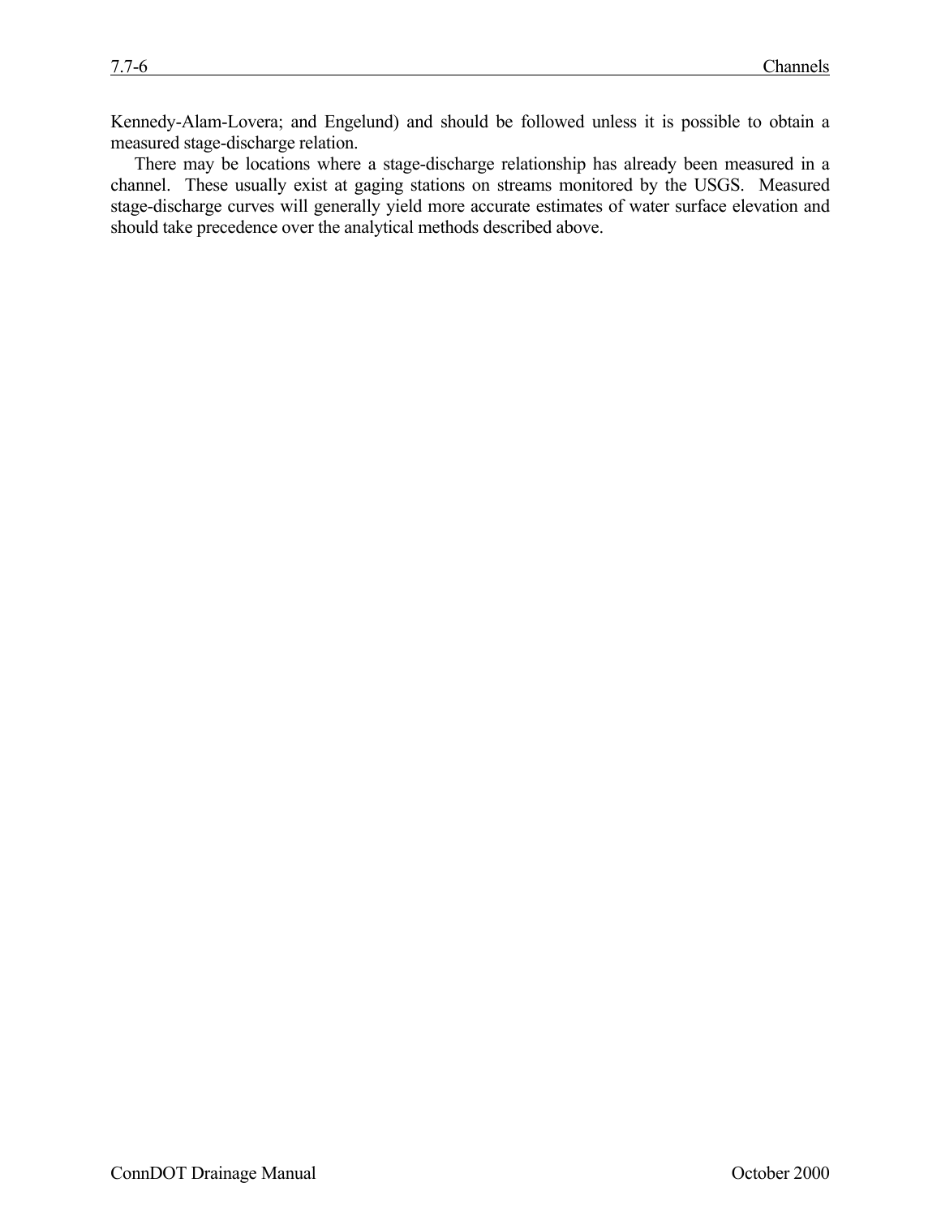Kennedy-Alam-Lovera; and Engelund) and should be followed unless it is possible to obtain a measured stage-discharge relation.

There may be locations where a stage-discharge relationship has already been measured in a channel. These usually exist at gaging stations on streams monitored by the USGS. Measured stage-discharge curves will generally yield more accurate estimates of water surface elevation and should take precedence over the analytical methods described above.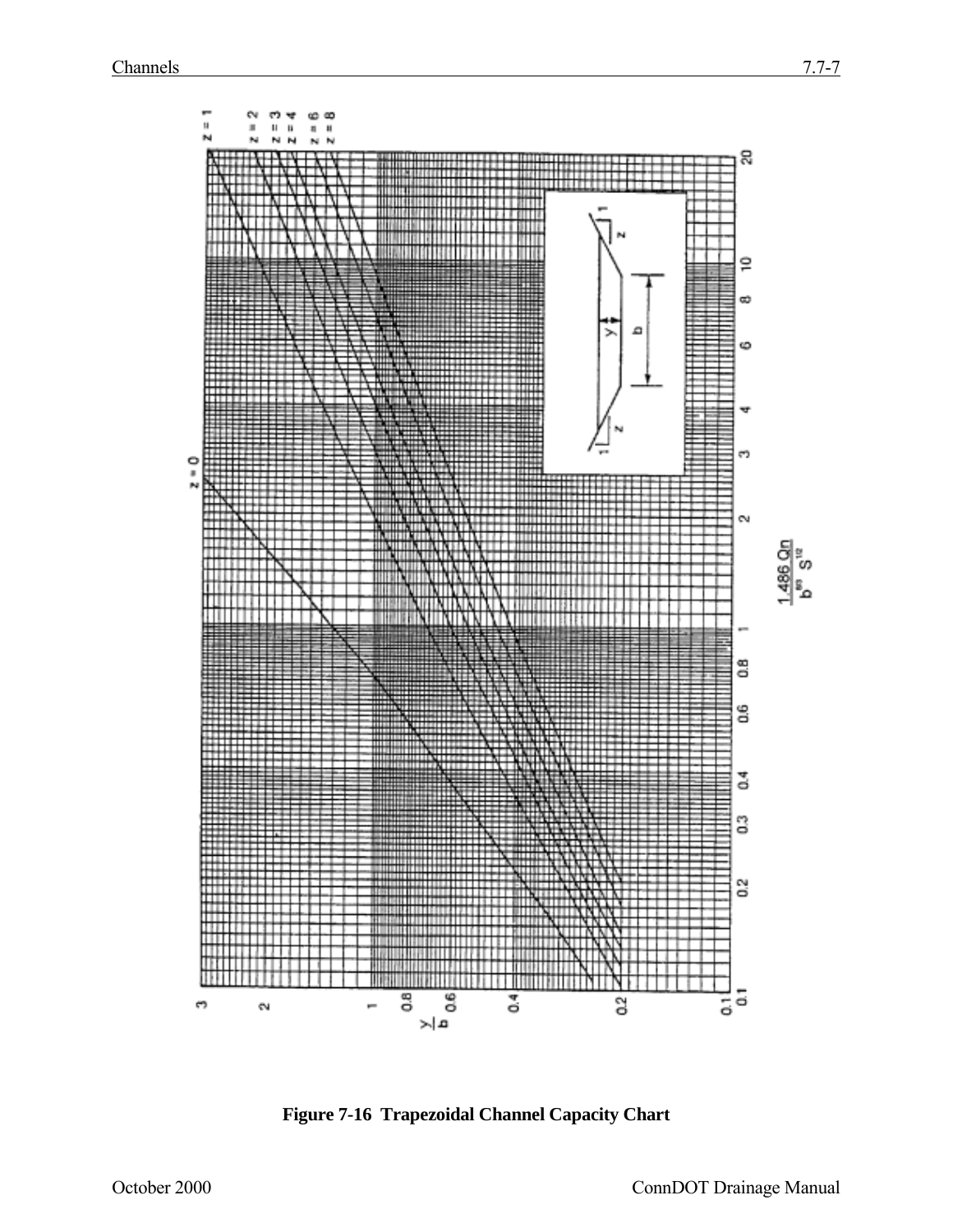**Figure 7-16 Trapezoidal Channel Capacity Chart**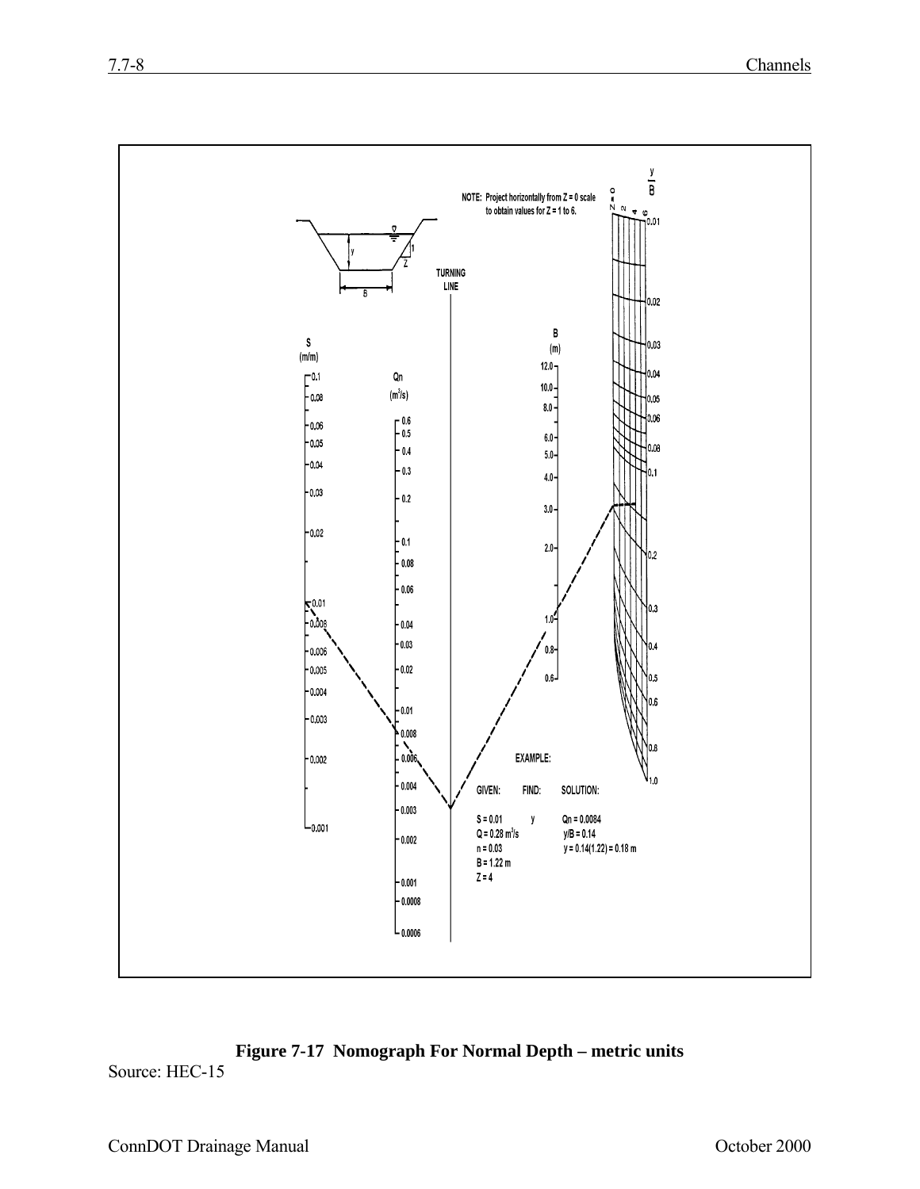NOTE: Project horizontally from Z = 0 scale to obtain values for Z = 1 to 6.

TURNING LINE

S (m/m)

Qn ($m^3$/s)

B (m)

$\frac{y}{B}$

Z = 0, 2, 4, 6

EXAMPLE:

| GIVEN: | FIND: | SOLUTION: |
|---|---|---|
| S = 0.01 | y | Qn = 0.0084 |
| Q = 0.28 $m^3$/s | | y/B = 0.14 |
| n = 0.03 | | y = 0.14(1.22) = 0.18 m |
| B = 1.22 m | | |
| Z = 4 | | |

**Figure 7-17 Nomograph For Normal Depth – metric units**

Source: HEC-15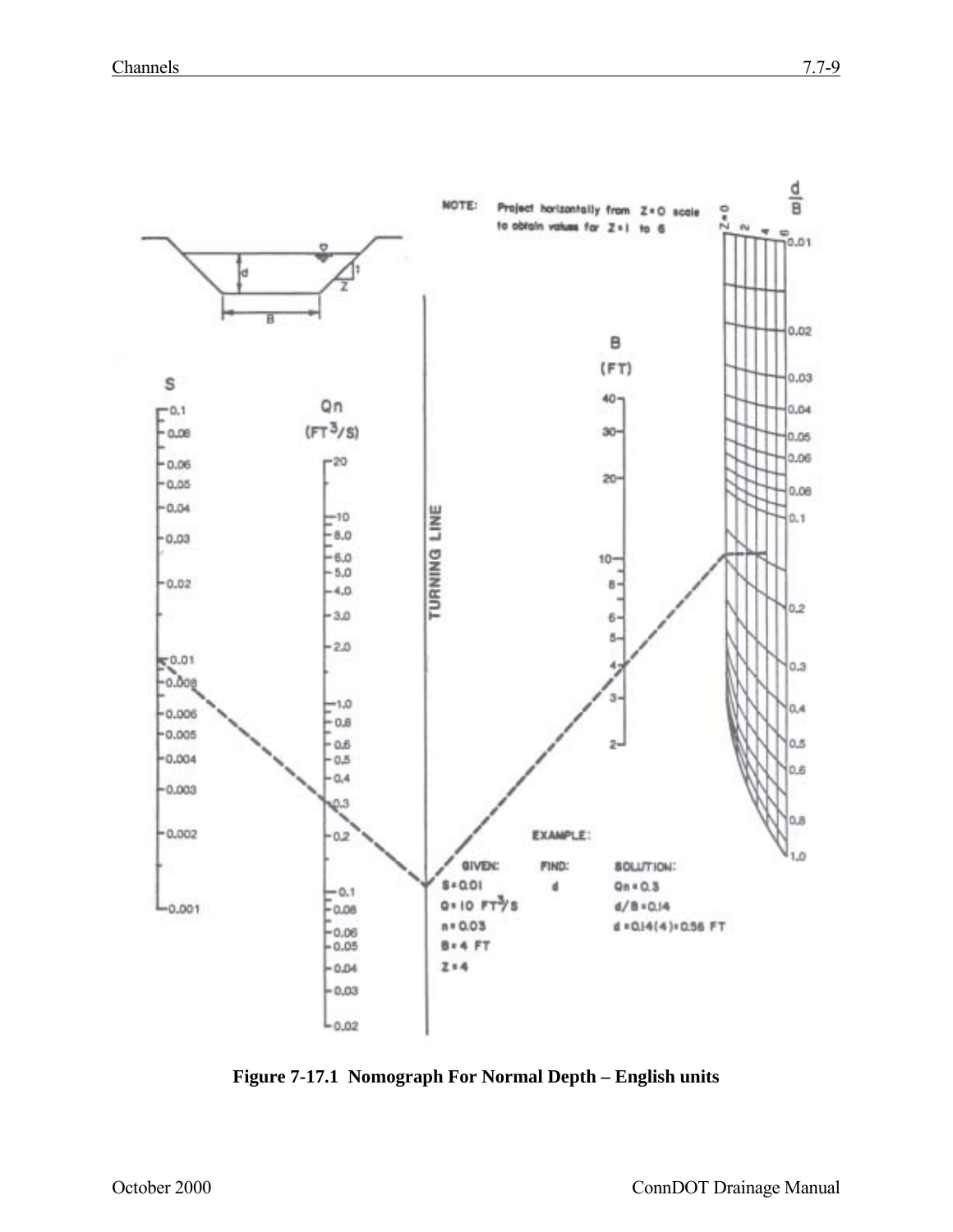NOTE: Project horizontally from Z = 0 scale to obtain values for Z = 1 to 6

EXAMPLE:

| GIVEN: | FIND: | SOLUTION: |
| --- | --- | --- |
| S = 0.01 | d | Qn = 0.3 |
| Q = 10 FT³/S | | d/B = 0.14 |
| n = 0.03 | | d = 0.14(4) = 0.56 FT |
| B = 4 FT | | |
| Z = 4 | | |

**Figure 7-17.1 Nomograph For Normal Depth – English units**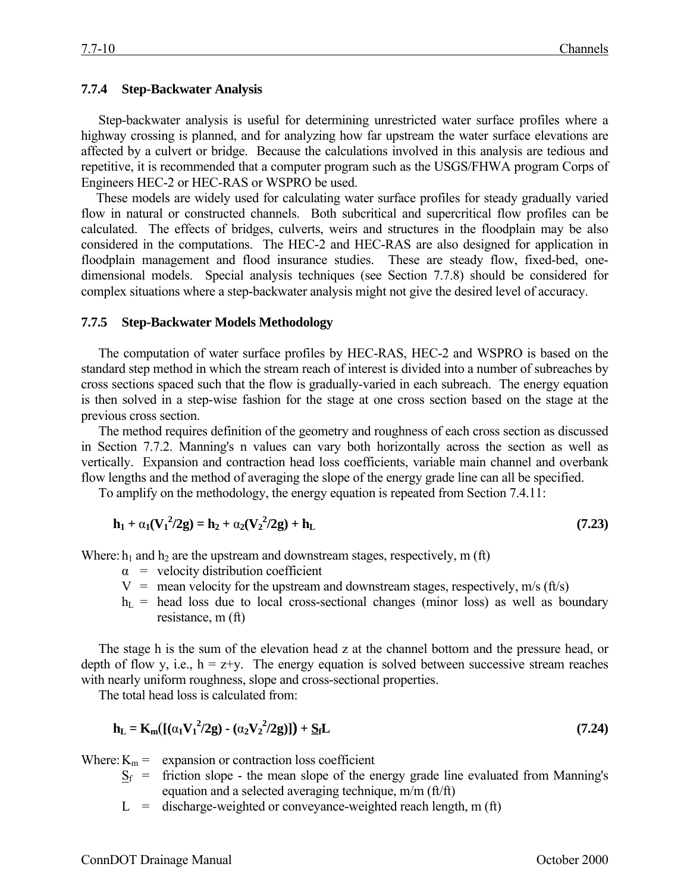### 7.7.4 Step-Backwater Analysis

Step-backwater analysis is useful for determining unrestricted water surface profiles where a highway crossing is planned, and for analyzing how far upstream the water surface elevations are affected by a culvert or bridge. Because the calculations involved in this analysis are tedious and repetitive, it is recommended that a computer program such as the USGS/FHWA program Corps of Engineers HEC-2 or HEC-RAS or WSPRO be used.

These models are widely used for calculating water surface profiles for steady gradually varied flow in natural or constructed channels. Both subcritical and supercritical flow profiles can be calculated. The effects of bridges, culverts, weirs and structures in the floodplain may be also considered in the computations. The HEC-2 and HEC-RAS are also designed for application in floodplain management and flood insurance studies. These are steady flow, fixed-bed, one-dimensional models. Special analysis techniques (see Section 7.7.8) should be considered for complex situations where a step-backwater analysis might not give the desired level of accuracy.

### 7.7.5 Step-Backwater Models Methodology

The computation of water surface profiles by HEC-RAS, HEC-2 and WSPRO is based on the standard step method in which the stream reach of interest is divided into a number of subreaches by cross sections spaced such that the flow is gradually-varied in each subreach. The energy equation is then solved in a step-wise fashion for the stage at one cross section based on the stage at the previous cross section.

The method requires definition of the geometry and roughness of each cross section as discussed in Section 7.7.2. Manning's n values can vary both horizontally across the section as well as vertically. Expansion and contraction head loss coefficients, variable main channel and overbank flow lengths and the method of averaging the slope of the energy grade line can all be specified.

To amplify on the methodology, the energy equation is repeated from Section 7.4.11:

$$h_1 + \alpha_1(V_1^2/2g) = h_2 + \alpha_2(V_2^2/2g) + h_L \qquad (7.23)$$

Where: $h_1$ and $h_2$ are the upstream and downstream stages, respectively, m (ft)

- $\alpha$ = velocity distribution coefficient
- $V$ = mean velocity for the upstream and downstream stages, respectively, m/s (ft/s)
- $h_L$ = head loss due to local cross-sectional changes (minor loss) as well as boundary resistance, m (ft)

The stage h is the sum of the elevation head z at the channel bottom and the pressure head, or depth of flow y, i.e., h = z+y. The energy equation is solved between successive stream reaches with nearly uniform roughness, slope and cross-sectional properties.

The total head loss is calculated from:

$$h_L = K_m\left([(\alpha_1 V_1^2/2g) - (\alpha_2 V_2^2/2g)]\right) + \underline{S}_f L \qquad (7.24)$$

Where:

- $K_m$ = expansion or contraction loss coefficient
- $\underline{S}_f$ = friction slope - the mean slope of the energy grade line evaluated from Manning's equation and a selected averaging technique, m/m (ft/ft)
- $L$ = discharge-weighted or conveyance-weighted reach length, m (ft)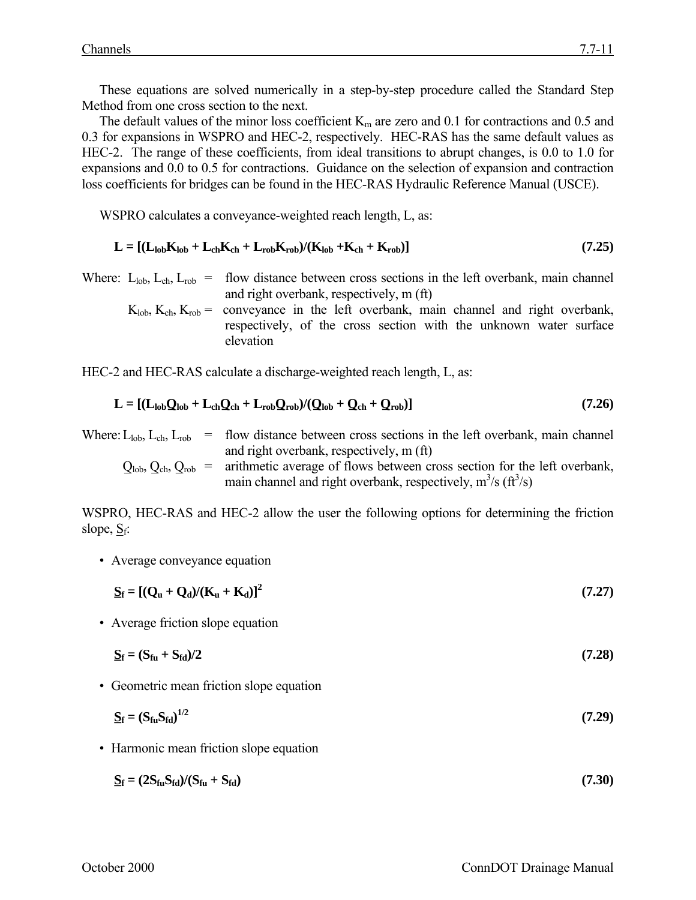These equations are solved numerically in a step-by-step procedure called the Standard Step Method from one cross section to the next.

The default values of the minor loss coefficient $K_m$ are zero and 0.1 for contractions and 0.5 and 0.3 for expansions in WSPRO and HEC-2, respectively. HEC-RAS has the same default values as HEC-2. The range of these coefficients, from ideal transitions to abrupt changes, is 0.0 to 1.0 for expansions and 0.0 to 0.5 for contractions. Guidance on the selection of expansion and contraction loss coefficients for bridges can be found in the HEC-RAS Hydraulic Reference Manual (USCE).

WSPRO calculates a conveyance-weighted reach length, L, as:

$$\mathbf{L = [(L_{lob}K_{lob} + L_{ch}K_{ch} + L_{rob}K_{rob})/(K_{lob} + K_{ch} + K_{rob})]} \qquad \textbf{(7.25)}$$

Where: $L_{lob}$, $L_{ch}$, $L_{rob}$ = flow distance between cross sections in the left overbank, main channel and right overbank, respectively, m (ft)

$K_{lob}$, $K_{ch}$, $K_{rob}$ = conveyance in the left overbank, main channel and right overbank, respectively, of the cross section with the unknown water surface elevation

HEC-2 and HEC-RAS calculate a discharge-weighted reach length, L, as:

$$\mathbf{L = [(L_{lob}Q_{lob} + L_{ch}Q_{ch} + L_{rob}Q_{rob})/(Q_{lob} + Q_{ch} + Q_{rob})]} \qquad \textbf{(7.26)}$$

Where: $L_{lob}$, $L_{ch}$, $L_{rob}$ = flow distance between cross sections in the left overbank, main channel and right overbank, respectively, m (ft)

$Q_{lob}$, $Q_{ch}$, $Q_{rob}$ = arithmetic average of flows between cross section for the left overbank, main channel and right overbank, respectively, $m^3/s$ ($ft^3/s$)

WSPRO, HEC-RAS and HEC-2 allow the user the following options for determining the friction slope, $\underline{S}_f$:

- Average conveyance equation

$$\mathbf{\underline{S}_f = [(Q_u + Q_d)/(K_u + K_d)]^2} \qquad \textbf{(7.27)}$$

- Average friction slope equation

$$\mathbf{\underline{S}_f = (S_{fu} + S_{fd})/2} \qquad \textbf{(7.28)}$$

- Geometric mean friction slope equation

$$\mathbf{\underline{S}_f = (S_{fu}S_{fd})^{1/2}} \qquad \textbf{(7.29)}$$

- Harmonic mean friction slope equation

$$\mathbf{\underline{S}_f = (2S_{fu}S_{fd})/(S_{fu} + S_{fd})} \qquad \textbf{(7.30)}$$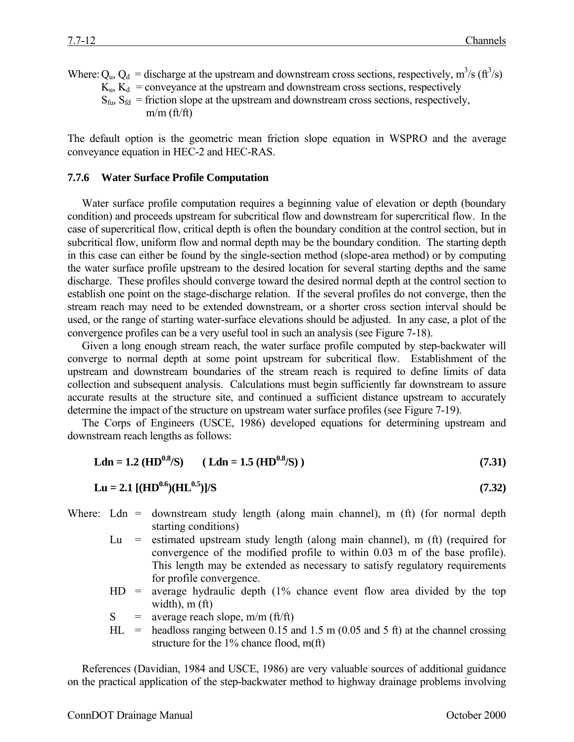Where: $Q_u$, $Q_d$ = discharge at the upstream and downstream cross sections, respectively, $m^3/s$ ($ft^3/s$)
$K_u$, $K_d$ = conveyance at the upstream and downstream cross sections, respectively
$S_{fu}$, $S_{fd}$ = friction slope at the upstream and downstream cross sections, respectively, m/m (ft/ft)

The default option is the geometric mean friction slope equation in WSPRO and the average conveyance equation in HEC-2 and HEC-RAS.

### 7.7.6 Water Surface Profile Computation

Water surface profile computation requires a beginning value of elevation or depth (boundary condition) and proceeds upstream for subcritical flow and downstream for supercritical flow. In the case of supercritical flow, critical depth is often the boundary condition at the control section, but in subcritical flow, uniform flow and normal depth may be the boundary condition. The starting depth in this case can either be found by the single-section method (slope-area method) or by computing the water surface profile upstream to the desired location for several starting depths and the same discharge. These profiles should converge toward the desired normal depth at the control section to establish one point on the stage-discharge relation. If the several profiles do not converge, then the stream reach may need to be extended downstream, or a shorter cross section interval should be used, or the range of starting water-surface elevations should be adjusted. In any case, a plot of the convergence profiles can be a very useful tool in such an analysis (see Figure 7-18).

Given a long enough stream reach, the water surface profile computed by step-backwater will converge to normal depth at some point upstream for subcritical flow. Establishment of the upstream and downstream boundaries of the stream reach is required to define limits of data collection and subsequent analysis. Calculations must begin sufficiently far downstream to assure accurate results at the structure site, and continued a sufficient distance upstream to accurately determine the impact of the structure on upstream water surface profiles (see Figure 7-19).

The Corps of Engineers (USCE, 1986) developed equations for determining upstream and downstream reach lengths as follows:

$$\mathbf{Ldn = 1.2\ (HD^{0.8}/S) \qquad (\ Ldn = 1.5\ (HD^{0.8}/S)\ )} \tag{7.31}$$

$$\mathbf{Lu = 2.1\ [(HD^{0.6})(HL^{0.5})]/S} \tag{7.32}$$

Where:
- Ldn = downstream study length (along main channel), m (ft) (for normal depth starting conditions)
- Lu = estimated upstream study length (along main channel), m (ft) (required for convergence of the modified profile to within 0.03 m of the base profile). This length may be extended as necessary to satisfy regulatory requirements for profile convergence.
- HD = average hydraulic depth (1% chance event flow area divided by the top width), m (ft)
- S = average reach slope, m/m (ft/ft)
- HL = headloss ranging between 0.15 and 1.5 m (0.05 and 5 ft) at the channel crossing structure for the 1% chance flood, m(ft)

References (Davidian, 1984 and USCE, 1986) are very valuable sources of additional guidance on the practical application of the step-backwater method to highway drainage problems involving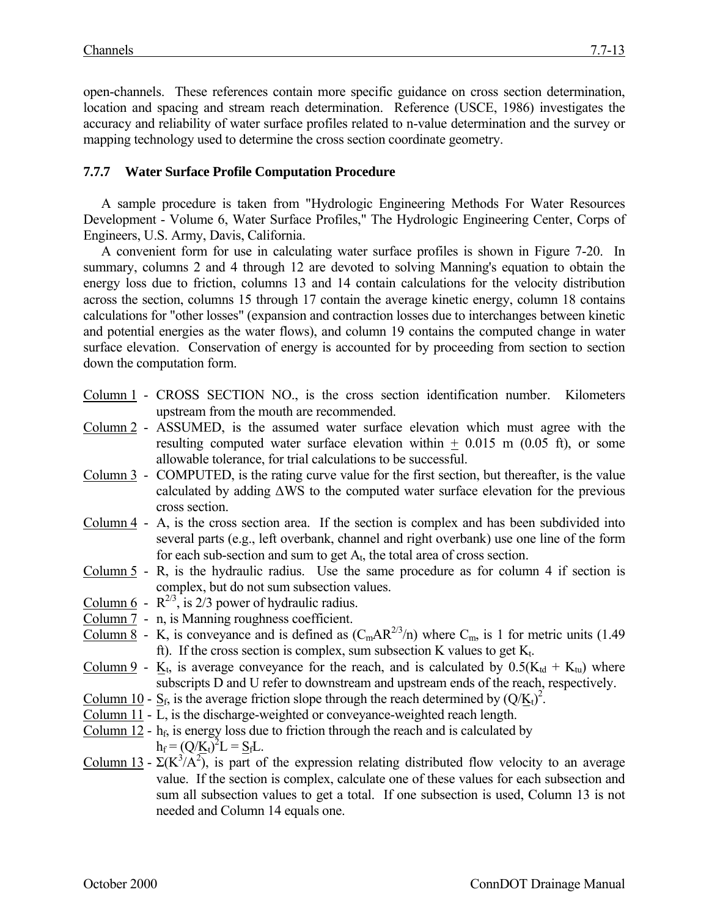open-channels. These references contain more specific guidance on cross section determination, location and spacing and stream reach determination. Reference (USCE, 1986) investigates the accuracy and reliability of water surface profiles related to n-value determination and the survey or mapping technology used to determine the cross section coordinate geometry.

### 7.7.7 Water Surface Profile Computation Procedure

A sample procedure is taken from "Hydrologic Engineering Methods For Water Resources Development - Volume 6, Water Surface Profiles," The Hydrologic Engineering Center, Corps of Engineers, U.S. Army, Davis, California.

A convenient form for use in calculating water surface profiles is shown in Figure 7-20. In summary, columns 2 and 4 through 12 are devoted to solving Manning's equation to obtain the energy loss due to friction, columns 13 and 14 contain calculations for the velocity distribution across the section, columns 15 through 17 contain the average kinetic energy, column 18 contains calculations for "other losses" (expansion and contraction losses due to interchanges between kinetic and potential energies as the water flows), and column 19 contains the computed change in water surface elevation. Conservation of energy is accounted for by proceeding from section to section down the computation form.

- Column 1 - CROSS SECTION NO., is the cross section identification number. Kilometers upstream from the mouth are recommended.
- Column 2 - ASSUMED, is the assumed water surface elevation which must agree with the resulting computed water surface elevation within $\pm$ 0.015 m (0.05 ft), or some allowable tolerance, for trial calculations to be successful.
- Column 3 - COMPUTED, is the rating curve value for the first section, but thereafter, is the value calculated by adding $\Delta$WS to the computed water surface elevation for the previous cross section.
- Column 4 - A, is the cross section area. If the section is complex and has been subdivided into several parts (e.g., left overbank, channel and right overbank) use one line of the form for each sub-section and sum to get $A_t$, the total area of cross section.
- Column 5 - R, is the hydraulic radius. Use the same procedure as for column 4 if section is complex, but do not sum subsection values.
- Column 6 - $R^{2/3}$, is 2/3 power of hydraulic radius.
- Column 7 - n, is Manning roughness coefficient.
- Column 8 - K, is conveyance and is defined as $(C_m AR^{2/3}/n)$ where $C_m$, is 1 for metric units (1.49 ft). If the cross section is complex, sum subsection K values to get $K_t$.
- Column 9 - $\underline{K}_t$, is average conveyance for the reach, and is calculated by $0.5(K_{td} + K_{tu})$ where subscripts D and U refer to downstream and upstream ends of the reach, respectively.
- Column 10 - $\underline{S}_f$, is the average friction slope through the reach determined by $(Q/\underline{K}_t)^2$.
- Column 11 - L, is the discharge-weighted or conveyance-weighted reach length.
- Column 12 - $h_f$, is energy loss due to friction through the reach and is calculated by $h_f = (Q/\underline{K}_t)^2 L = \underline{S}_f L$.
- Column 13 - $\Sigma(K^3/A^2)$, is part of the expression relating distributed flow velocity to an average value. If the section is complex, calculate one of these values for each subsection and sum all subsection values to get a total. If one subsection is used, Column 13 is not needed and Column 14 equals one.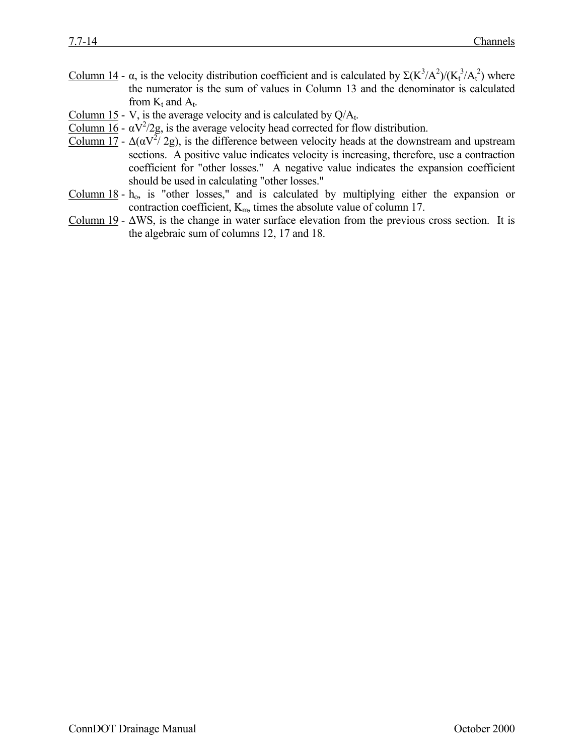Column 14 - $\alpha$, is the velocity distribution coefficient and is calculated by $\Sigma(K^3/A^2)/(K_t^3/A_t^2)$ where the numerator is the sum of values in Column 13 and the denominator is calculated from $K_t$ and $A_t$.

Column 15 - V, is the average velocity and is calculated by $Q/A_t$.

Column 16 - $\alpha V^2/2g$, is the average velocity head corrected for flow distribution.

Column 17 - $\Delta(\alpha V^2/2g)$, is the difference between velocity heads at the downstream and upstream sections. A positive value indicates velocity is increasing, therefore, use a contraction coefficient for "other losses." A negative value indicates the expansion coefficient should be used in calculating "other losses."

Column 18 - $h_o$, is "other losses," and is calculated by multiplying either the expansion or contraction coefficient, $K_m$, times the absolute value of column 17.

Column 19 - $\Delta WS$, is the change in water surface elevation from the previous cross section. It is the algebraic sum of columns 12, 17 and 18.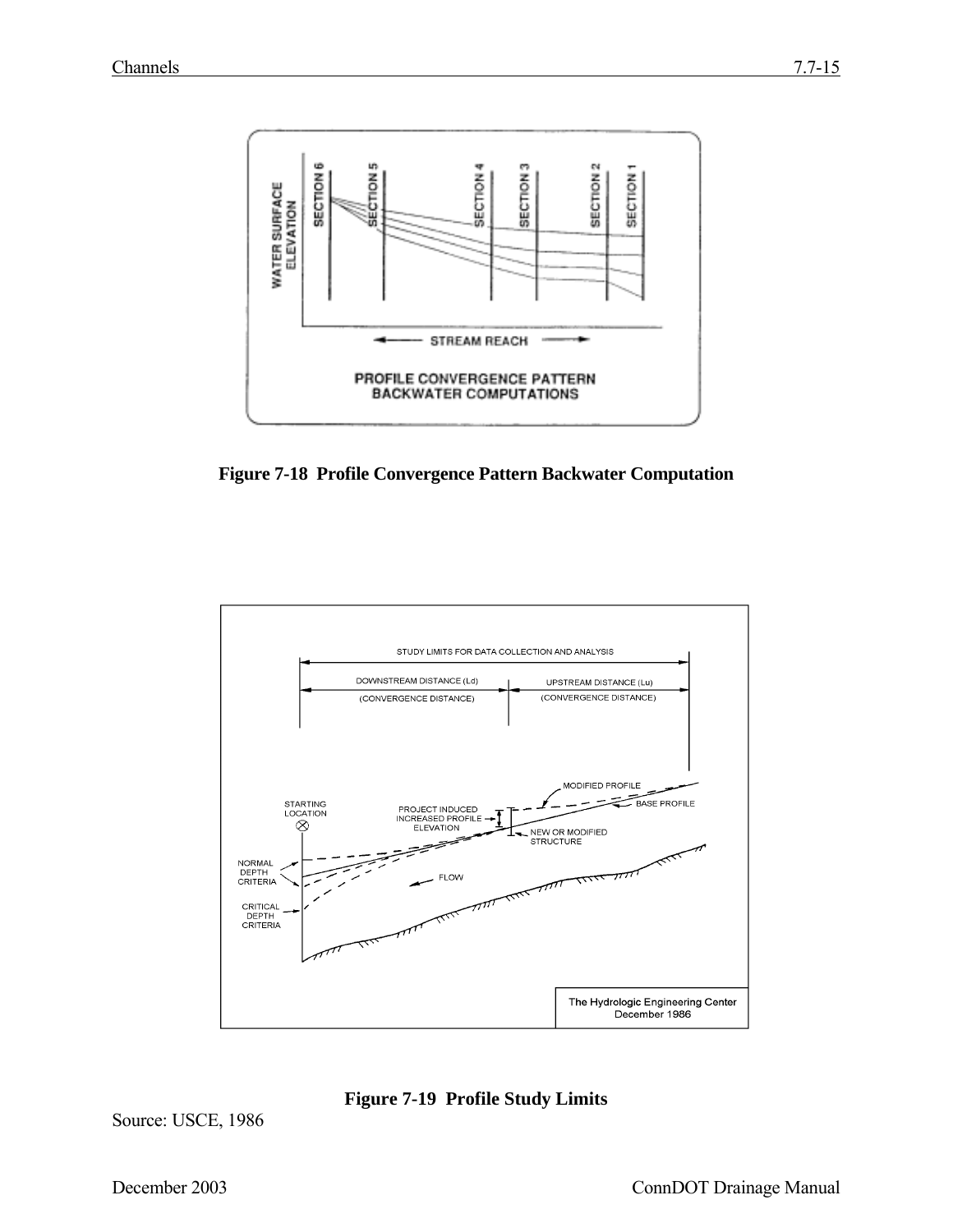**Figure 7-18 Profile Convergence Pattern Backwater Computation**

**Figure 7-19 Profile Study Limits**

Source: USCE, 1986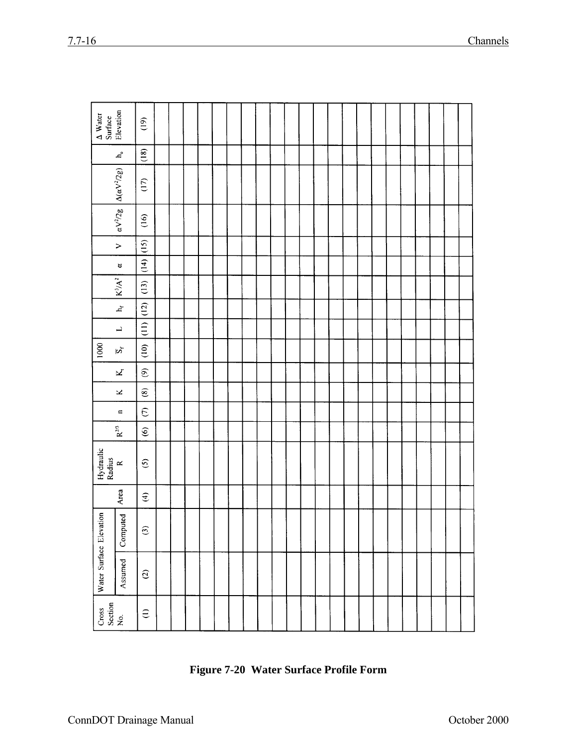| Cross Section No. | Water Surface Elevation | | Area | Hydraulic Radius R | $R^{2/3}$ | n | K | $K_t$ | 1000 $\overline{S}_f$ | L | $h_f$ | $K^3/A^2$ | $\alpha$ | V | $\alpha V^2/2g$ | $\Delta(\alpha V^2/2g)$ | $h_o$ | $\Delta$ Water Surface Elevation |
|---|---|---|---|---|---|---|---|---|---|---|---|---|---|---|---|---|---|---|
| | Assumed | Computed | | | | | | | | | | | | | | | | |
| (1) | (2) | (3) | (4) | (5) | (6) | (7) | (8) | (9) | (10) | (11) | (12) | (13) | (14) | (15) | (16) | (17) | (18) | (19) |
| | | | | | | | | | | | | | | | | | | |
| | | | | | | | | | | | | | | | | | | |
| | | | | | | | | | | | | | | | | | | |
| | | | | | | | | | | | | | | | | | | |
| | | | | | | | | | | | | | | | | | | |
| | | | | | | | | | | | | | | | | | | |
| | | | | | | | | | | | | | | | | | | |
| | | | | | | | | | | | | | | | | | | |
| | | | | | | | | | | | | | | | | | | |
| | | | | | | | | | | | | | | | | | | |
| | | | | | | | | | | | | | | | | | | |
| | | | | | | | | | | | | | | | | | | |
| | | | | | | | | | | | | | | | | | | |
| | | | | | | | | | | | | | | | | | | |
| | | | | | | | | | | | | | | | | | | |
| | | | | | | | | | | | | | | | | | | |
| | | | | | | | | | | | | | | | | | | |
| | | | | | | | | | | | | | | | | | | |
| | | | | | | | | | | | | | | | | | | |
| | | | | | | | | | | | | | | | | | | |
| | | | | | | | | | | | | | | | | | | |
| | | | | | | | | | | | | | | | | | | |

**Figure 7-20 Water Surface Profile Form**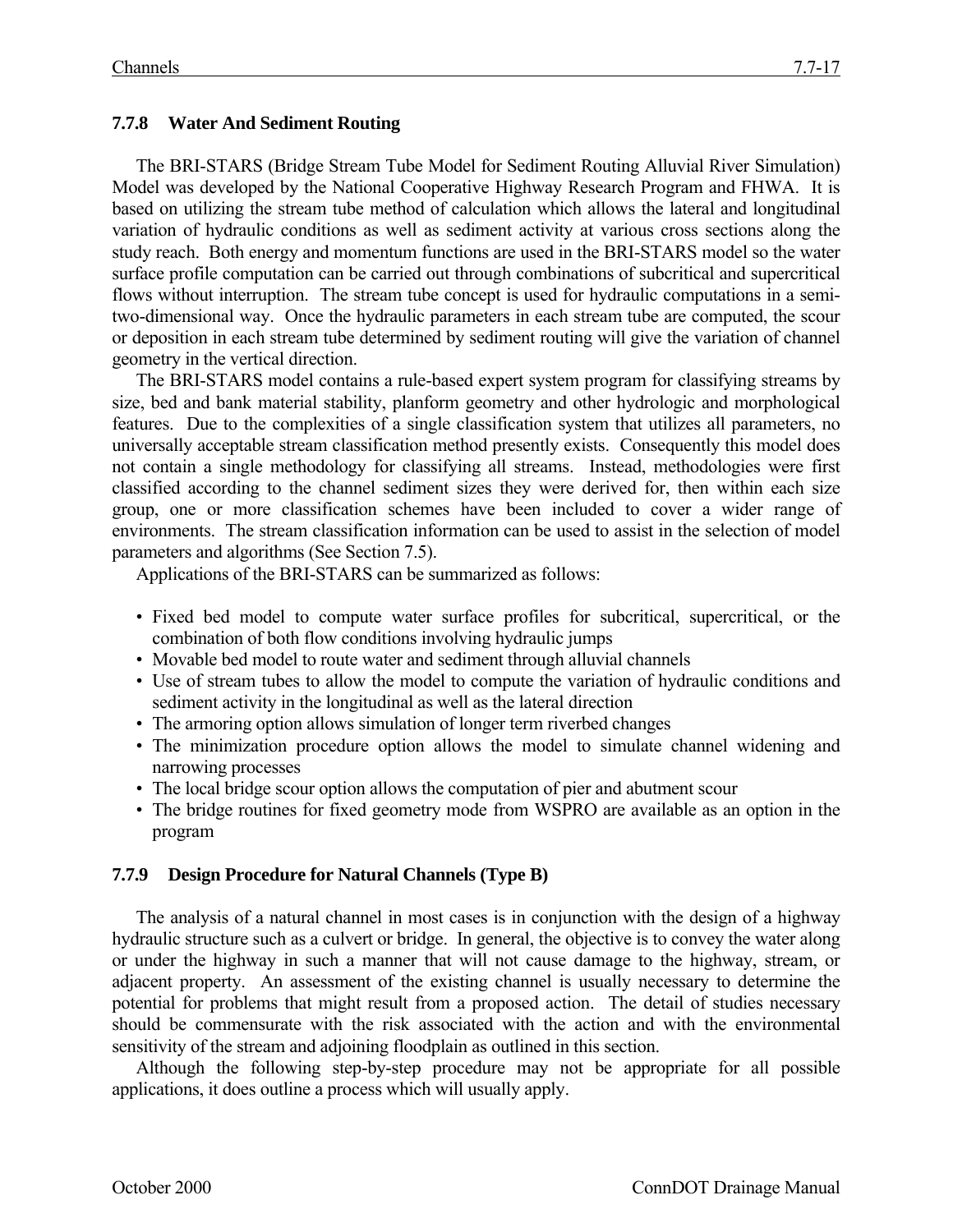### 7.7.8 Water And Sediment Routing

The BRI-STARS (Bridge Stream Tube Model for Sediment Routing Alluvial River Simulation) Model was developed by the National Cooperative Highway Research Program and FHWA. It is based on utilizing the stream tube method of calculation which allows the lateral and longitudinal variation of hydraulic conditions as well as sediment activity at various cross sections along the study reach. Both energy and momentum functions are used in the BRI-STARS model so the water surface profile computation can be carried out through combinations of subcritical and supercritical flows without interruption. The stream tube concept is used for hydraulic computations in a semi-two-dimensional way. Once the hydraulic parameters in each stream tube are computed, the scour or deposition in each stream tube determined by sediment routing will give the variation of channel geometry in the vertical direction.

The BRI-STARS model contains a rule-based expert system program for classifying streams by size, bed and bank material stability, planform geometry and other hydrologic and morphological features. Due to the complexities of a single classification system that utilizes all parameters, no universally acceptable stream classification method presently exists. Consequently this model does not contain a single methodology for classifying all streams. Instead, methodologies were first classified according to the channel sediment sizes they were derived for, then within each size group, one or more classification schemes have been included to cover a wider range of environments. The stream classification information can be used to assist in the selection of model parameters and algorithms (See Section 7.5).

Applications of the BRI-STARS can be summarized as follows:

- Fixed bed model to compute water surface profiles for subcritical, supercritical, or the combination of both flow conditions involving hydraulic jumps
- Movable bed model to route water and sediment through alluvial channels
- Use of stream tubes to allow the model to compute the variation of hydraulic conditions and sediment activity in the longitudinal as well as the lateral direction
- The armoring option allows simulation of longer term riverbed changes
- The minimization procedure option allows the model to simulate channel widening and narrowing processes
- The local bridge scour option allows the computation of pier and abutment scour
- The bridge routines for fixed geometry mode from WSPRO are available as an option in the program

### 7.7.9 Design Procedure for Natural Channels (Type B)

The analysis of a natural channel in most cases is in conjunction with the design of a highway hydraulic structure such as a culvert or bridge. In general, the objective is to convey the water along or under the highway in such a manner that will not cause damage to the highway, stream, or adjacent property. An assessment of the existing channel is usually necessary to determine the potential for problems that might result from a proposed action. The detail of studies necessary should be commensurate with the risk associated with the action and with the environmental sensitivity of the stream and adjoining floodplain as outlined in this section.

Although the following step-by-step procedure may not be appropriate for all possible applications, it does outline a process which will usually apply.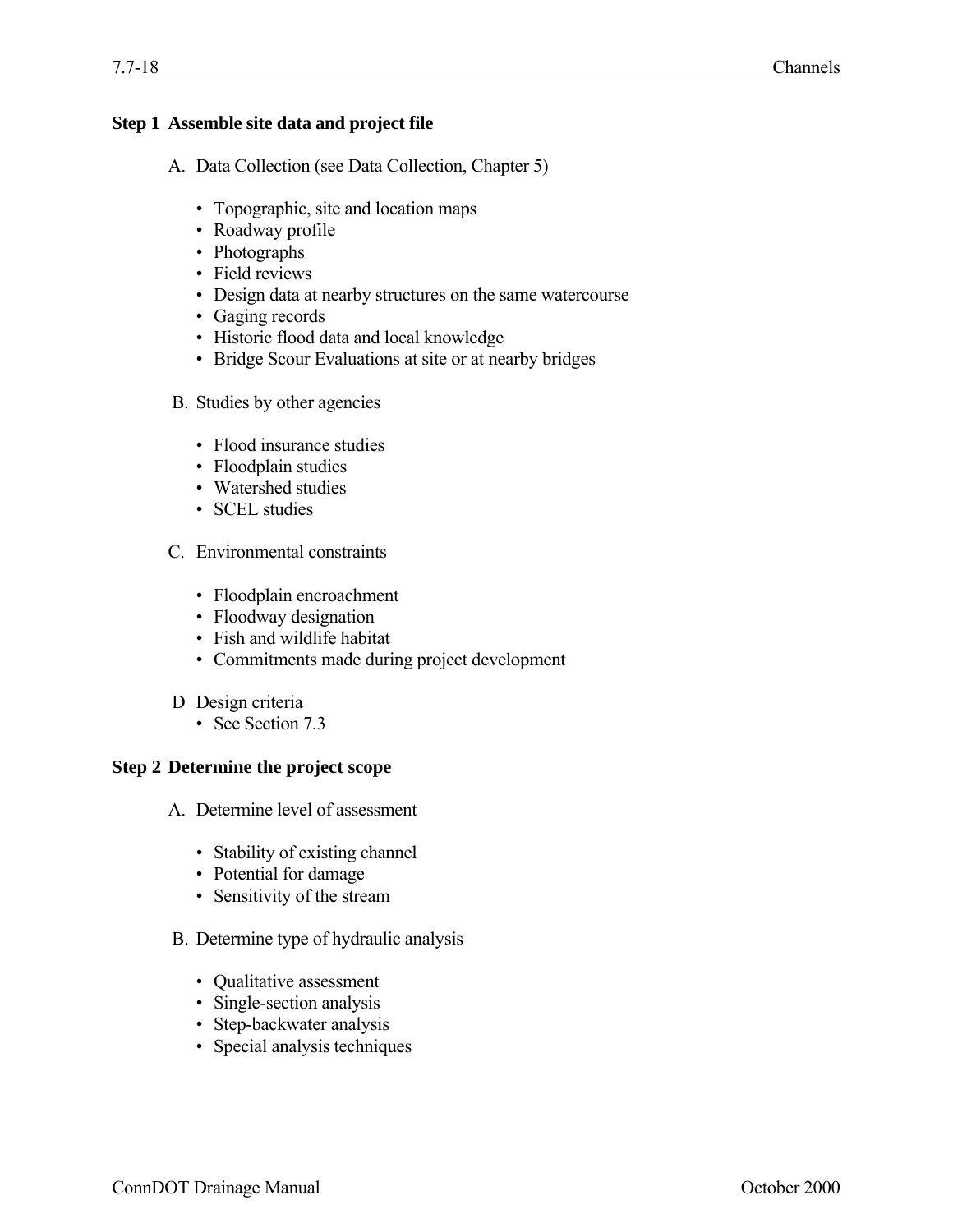**Step 1 Assemble site data and project file**

A. Data Collection (see Data Collection, Chapter 5)

- Topographic, site and location maps
- Roadway profile
- Photographs
- Field reviews
- Design data at nearby structures on the same watercourse
- Gaging records
- Historic flood data and local knowledge
- Bridge Scour Evaluations at site or at nearby bridges

B. Studies by other agencies

- Flood insurance studies
- Floodplain studies
- Watershed studies
- SCEL studies

C. Environmental constraints

- Floodplain encroachment
- Floodway designation
- Fish and wildlife habitat
- Commitments made during project development

D Design criteria

- See Section 7.3

**Step 2 Determine the project scope**

A. Determine level of assessment

- Stability of existing channel
- Potential for damage
- Sensitivity of the stream

B. Determine type of hydraulic analysis

- Qualitative assessment
- Single-section analysis
- Step-backwater analysis
- Special analysis techniques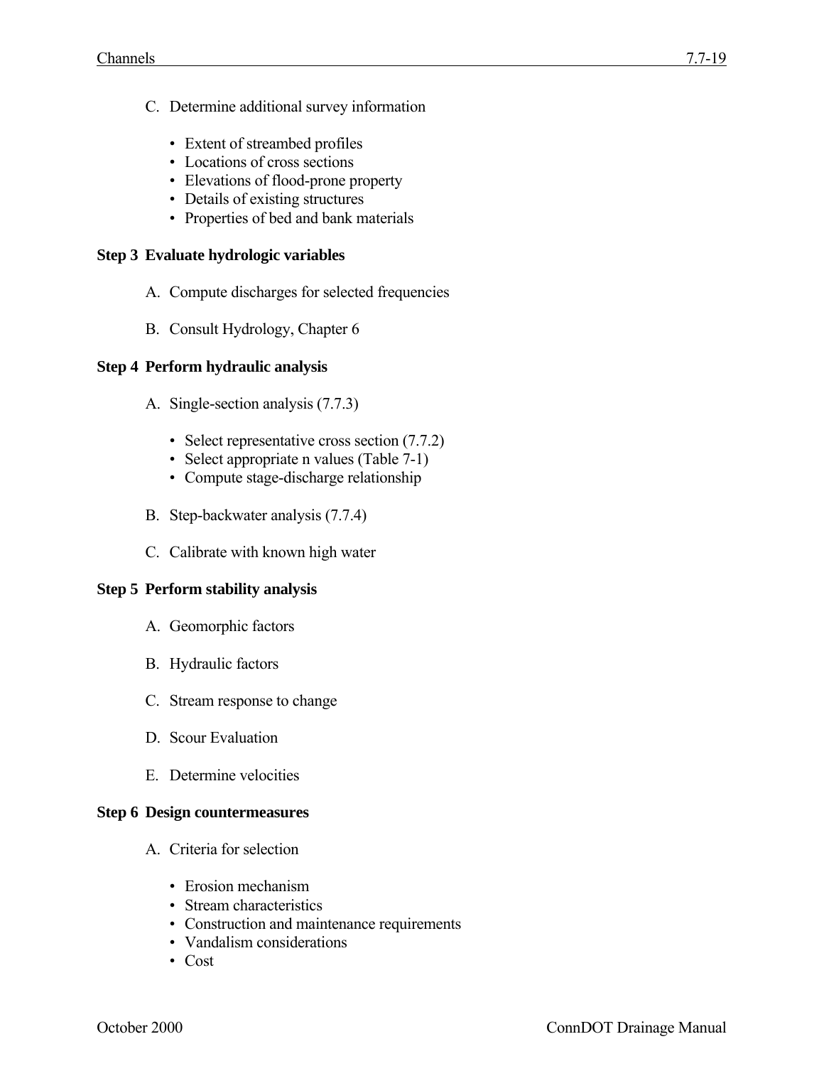C. Determine additional survey information

- Extent of streambed profiles
- Locations of cross sections
- Elevations of flood-prone property
- Details of existing structures
- Properties of bed and bank materials

**Step 3 Evaluate hydrologic variables**

A. Compute discharges for selected frequencies

B. Consult Hydrology, Chapter 6

**Step 4 Perform hydraulic analysis**

A. Single-section analysis (7.7.3)

- Select representative cross section (7.7.2)
- Select appropriate n values (Table 7-1)
- Compute stage-discharge relationship

B. Step-backwater analysis (7.7.4)

C. Calibrate with known high water

**Step 5 Perform stability analysis**

A. Geomorphic factors

B. Hydraulic factors

C. Stream response to change

D. Scour Evaluation

E. Determine velocities

**Step 6 Design countermeasures**

A. Criteria for selection

- Erosion mechanism
- Stream characteristics
- Construction and maintenance requirements
- Vandalism considerations
- Cost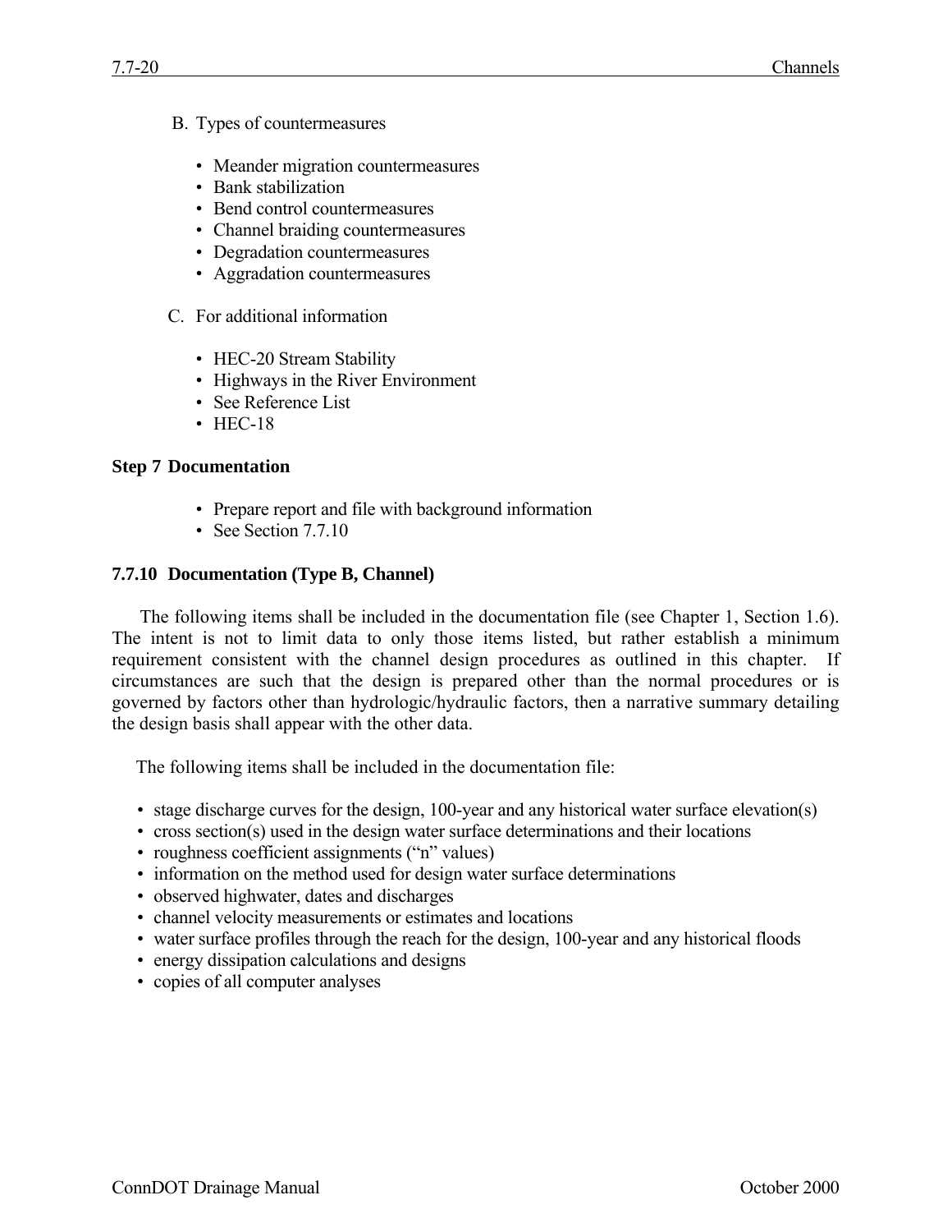B. Types of countermeasures

- Meander migration countermeasures
- Bank stabilization
- Bend control countermeasures
- Channel braiding countermeasures
- Degradation countermeasures
- Aggradation countermeasures

C. For additional information

- HEC-20 Stream Stability
- Highways in the River Environment
- See Reference List
- HEC-18

**Step 7 Documentation**

- Prepare report and file with background information
- See Section 7.7.10

### 7.7.10 Documentation (Type B, Channel)

The following items shall be included in the documentation file (see Chapter 1, Section 1.6). The intent is not to limit data to only those items listed, but rather establish a minimum requirement consistent with the channel design procedures as outlined in this chapter. If circumstances are such that the design is prepared other than the normal procedures or is governed by factors other than hydrologic/hydraulic factors, then a narrative summary detailing the design basis shall appear with the other data.

The following items shall be included in the documentation file:

- stage discharge curves for the design, 100-year and any historical water surface elevation(s)
- cross section(s) used in the design water surface determinations and their locations
- roughness coefficient assignments ("n" values)
- information on the method used for design water surface determinations
- observed highwater, dates and discharges
- channel velocity measurements or estimates and locations
- water surface profiles through the reach for the design, 100-year and any historical floods
- energy dissipation calculations and designs
- copies of all computer analyses